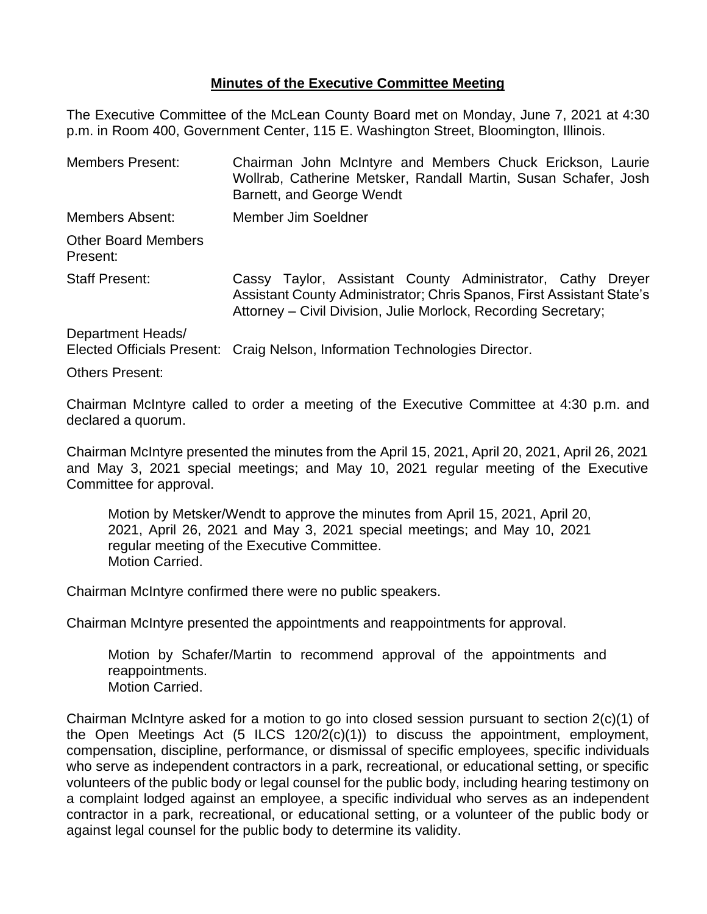**Minutes of the Executive Committee Meeting**

The Executive Committee of the McLean County Board met on Monday, June 7, 2021 at 4:30 p.m. in Room 400, Government Center, 115 E. Washington Street, Bloomington, Illinois.

| | |
|---|---|
| Members Present: | Chairman John McIntyre and Members Chuck Erickson, Laurie Wollrab, Catherine Metsker, Randall Martin, Susan Schafer, Josh Barnett, and George Wendt |
| Members Absent: | Member Jim Soeldner |
| Other Board Members Present: | |
| Staff Present: | Cassy Taylor, Assistant County Administrator, Cathy Dreyer Assistant County Administrator; Chris Spanos, First Assistant State's Attorney – Civil Division, Julie Morlock, Recording Secretary; |
| Department Heads/ Elected Officials Present: | Craig Nelson, Information Technologies Director. |
| Others Present: | |

Chairman McIntyre called to order a meeting of the Executive Committee at 4:30 p.m. and declared a quorum.

Chairman McIntyre presented the minutes from the April 15, 2021, April 20, 2021, April 26, 2021 and May 3, 2021 special meetings; and May 10, 2021 regular meeting of the Executive Committee for approval.

> Motion by Metsker/Wendt to approve the minutes from April 15, 2021, April 20, 2021, April 26, 2021 and May 3, 2021 special meetings; and May 10, 2021 regular meeting of the Executive Committee.
> Motion Carried.

Chairman McIntyre confirmed there were no public speakers.

Chairman McIntyre presented the appointments and reappointments for approval.

> Motion by Schafer/Martin to recommend approval of the appointments and reappointments.
> Motion Carried.

Chairman McIntyre asked for a motion to go into closed session pursuant to section 2(c)(1) of the Open Meetings Act (5 ILCS 120/2(c)(1)) to discuss the appointment, employment, compensation, discipline, performance, or dismissal of specific employees, specific individuals who serve as independent contractors in a park, recreational, or educational setting, or specific volunteers of the public body or legal counsel for the public body, including hearing testimony on a complaint lodged against an employee, a specific individual who serves as an independent contractor in a park, recreational, or educational setting, or a volunteer of the public body or against legal counsel for the public body to determine its validity.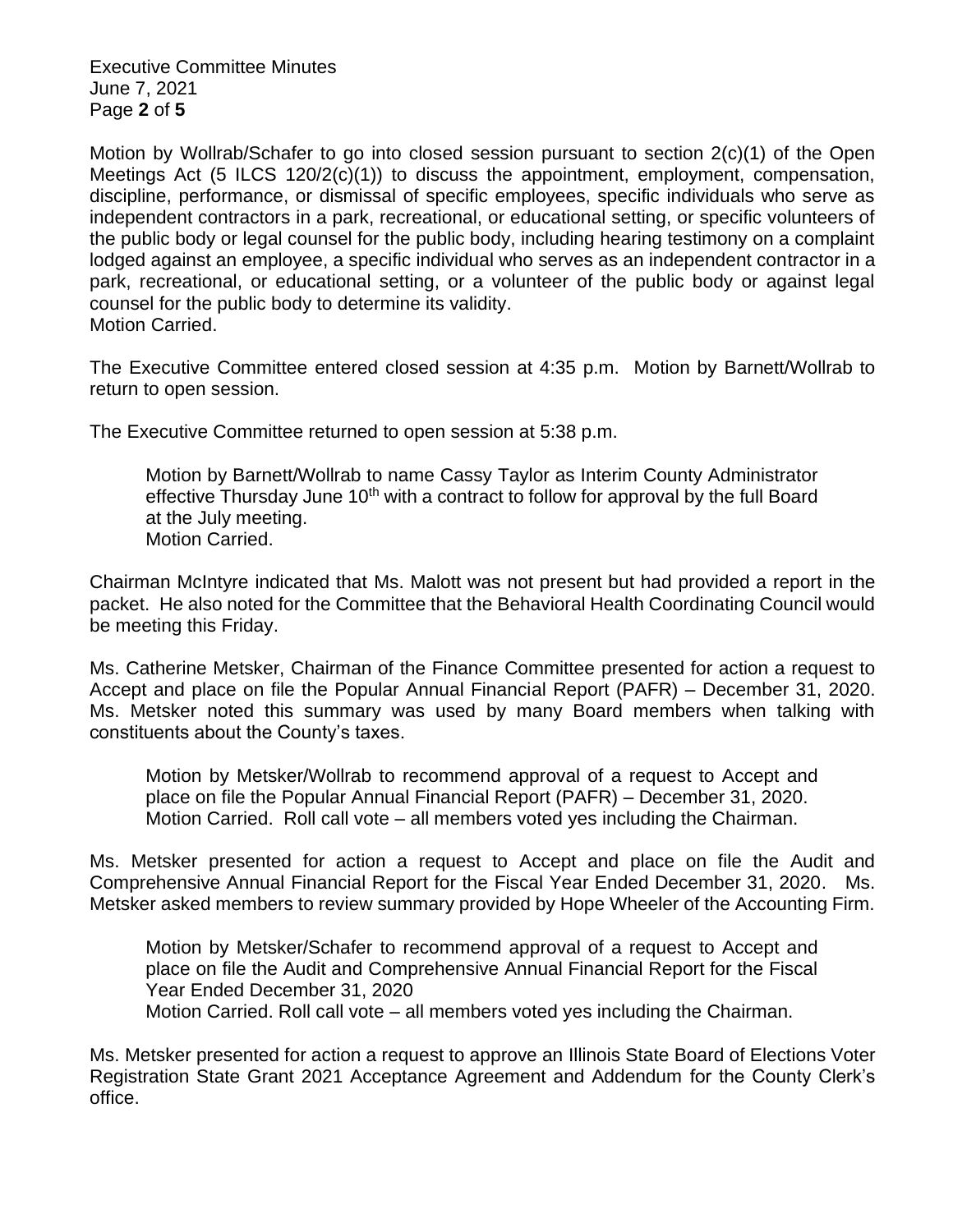Motion by Wollrab/Schafer to go into closed session pursuant to section 2(c)(1) of the Open Meetings Act (5 ILCS 120/2(c)(1)) to discuss the appointment, employment, compensation, discipline, performance, or dismissal of specific employees, specific individuals who serve as independent contractors in a park, recreational, or educational setting, or specific volunteers of the public body or legal counsel for the public body, including hearing testimony on a complaint lodged against an employee, a specific individual who serves as an independent contractor in a park, recreational, or educational setting, or a volunteer of the public body or against legal counsel for the public body to determine its validity.
Motion Carried.

The Executive Committee entered closed session at 4:35 p.m. Motion by Barnett/Wollrab to return to open session.

The Executive Committee returned to open session at 5:38 p.m.

> Motion by Barnett/Wollrab to name Cassy Taylor as Interim County Administrator effective Thursday June 10th with a contract to follow for approval by the full Board at the July meeting.
> Motion Carried.

Chairman McIntyre indicated that Ms. Malott was not present but had provided a report in the packet. He also noted for the Committee that the Behavioral Health Coordinating Council would be meeting this Friday.

Ms. Catherine Metsker, Chairman of the Finance Committee presented for action a request to Accept and place on file the Popular Annual Financial Report (PAFR) – December 31, 2020. Ms. Metsker noted this summary was used by many Board members when talking with constituents about the County's taxes.

> Motion by Metsker/Wollrab to recommend approval of a request to Accept and place on file the Popular Annual Financial Report (PAFR) – December 31, 2020.
> Motion Carried. Roll call vote – all members voted yes including the Chairman.

Ms. Metsker presented for action a request to Accept and place on file the Audit and Comprehensive Annual Financial Report for the Fiscal Year Ended December 31, 2020. Ms. Metsker asked members to review summary provided by Hope Wheeler of the Accounting Firm.

> Motion by Metsker/Schafer to recommend approval of a request to Accept and place on file the Audit and Comprehensive Annual Financial Report for the Fiscal Year Ended December 31, 2020
> Motion Carried. Roll call vote – all members voted yes including the Chairman.

Ms. Metsker presented for action a request to approve an Illinois State Board of Elections Voter Registration State Grant 2021 Acceptance Agreement and Addendum for the County Clerk's office.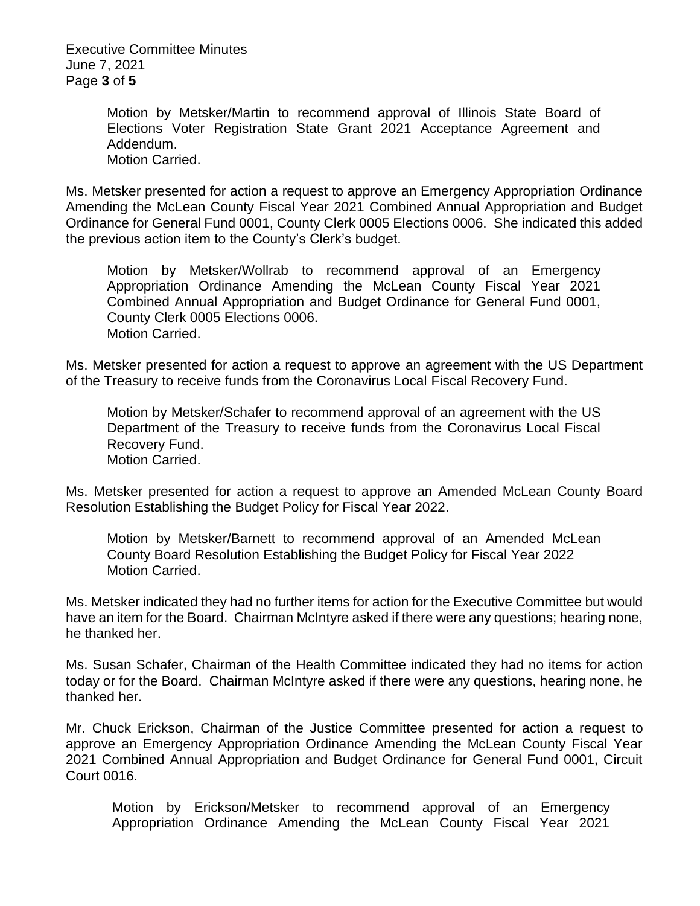Motion by Metsker/Martin to recommend approval of Illinois State Board of Elections Voter Registration State Grant 2021 Acceptance Agreement and Addendum.
Motion Carried.

Ms. Metsker presented for action a request to approve an Emergency Appropriation Ordinance Amending the McLean County Fiscal Year 2021 Combined Annual Appropriation and Budget Ordinance for General Fund 0001, County Clerk 0005 Elections 0006. She indicated this added the previous action item to the County's Clerk's budget.

Motion by Metsker/Wollrab to recommend approval of an Emergency Appropriation Ordinance Amending the McLean County Fiscal Year 2021 Combined Annual Appropriation and Budget Ordinance for General Fund 0001, County Clerk 0005 Elections 0006.
Motion Carried.

Ms. Metsker presented for action a request to approve an agreement with the US Department of the Treasury to receive funds from the Coronavirus Local Fiscal Recovery Fund.

Motion by Metsker/Schafer to recommend approval of an agreement with the US Department of the Treasury to receive funds from the Coronavirus Local Fiscal Recovery Fund.
Motion Carried.

Ms. Metsker presented for action a request to approve an Amended McLean County Board Resolution Establishing the Budget Policy for Fiscal Year 2022.

Motion by Metsker/Barnett to recommend approval of an Amended McLean County Board Resolution Establishing the Budget Policy for Fiscal Year 2022
Motion Carried.

Ms. Metsker indicated they had no further items for action for the Executive Committee but would have an item for the Board. Chairman McIntyre asked if there were any questions; hearing none, he thanked her.

Ms. Susan Schafer, Chairman of the Health Committee indicated they had no items for action today or for the Board. Chairman McIntyre asked if there were any questions, hearing none, he thanked her.

Mr. Chuck Erickson, Chairman of the Justice Committee presented for action a request to approve an Emergency Appropriation Ordinance Amending the McLean County Fiscal Year 2021 Combined Annual Appropriation and Budget Ordinance for General Fund 0001, Circuit Court 0016.

Motion by Erickson/Metsker to recommend approval of an Emergency Appropriation Ordinance Amending the McLean County Fiscal Year 2021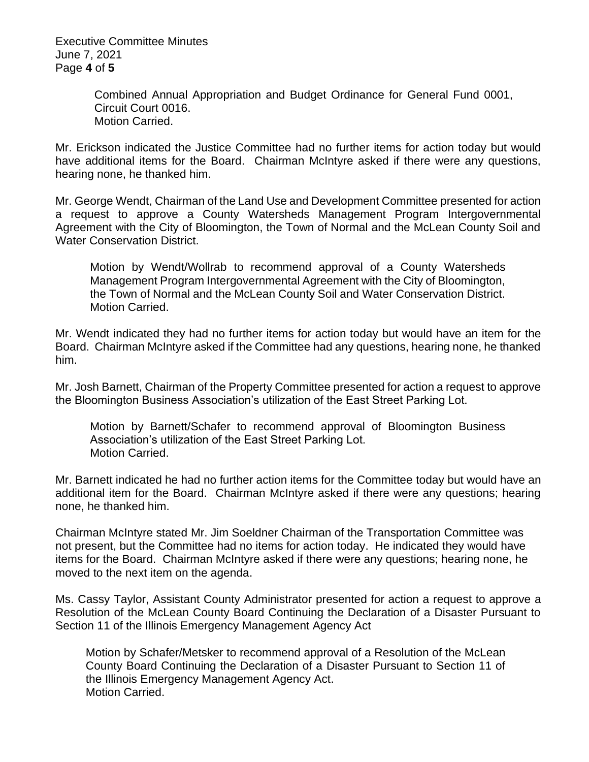Combined Annual Appropriation and Budget Ordinance for General Fund 0001, Circuit Court 0016.
Motion Carried.

Mr. Erickson indicated the Justice Committee had no further items for action today but would have additional items for the Board. Chairman McIntyre asked if there were any questions, hearing none, he thanked him.

Mr. George Wendt, Chairman of the Land Use and Development Committee presented for action a request to approve a County Watersheds Management Program Intergovernmental Agreement with the City of Bloomington, the Town of Normal and the McLean County Soil and Water Conservation District.

> Motion by Wendt/Wollrab to recommend approval of a County Watersheds Management Program Intergovernmental Agreement with the City of Bloomington, the Town of Normal and the McLean County Soil and Water Conservation District.
> Motion Carried.

Mr. Wendt indicated they had no further items for action today but would have an item for the Board. Chairman McIntyre asked if the Committee had any questions, hearing none, he thanked him.

Mr. Josh Barnett, Chairman of the Property Committee presented for action a request to approve the Bloomington Business Association's utilization of the East Street Parking Lot.

> Motion by Barnett/Schafer to recommend approval of Bloomington Business Association's utilization of the East Street Parking Lot.
> Motion Carried.

Mr. Barnett indicated he had no further action items for the Committee today but would have an additional item for the Board. Chairman McIntyre asked if there were any questions; hearing none, he thanked him.

Chairman McIntyre stated Mr. Jim Soeldner Chairman of the Transportation Committee was not present, but the Committee had no items for action today. He indicated they would have items for the Board. Chairman McIntyre asked if there were any questions; hearing none, he moved to the next item on the agenda.

Ms. Cassy Taylor, Assistant County Administrator presented for action a request to approve a Resolution of the McLean County Board Continuing the Declaration of a Disaster Pursuant to Section 11 of the Illinois Emergency Management Agency Act

> Motion by Schafer/Metsker to recommend approval of a Resolution of the McLean County Board Continuing the Declaration of a Disaster Pursuant to Section 11 of the Illinois Emergency Management Agency Act.
> Motion Carried.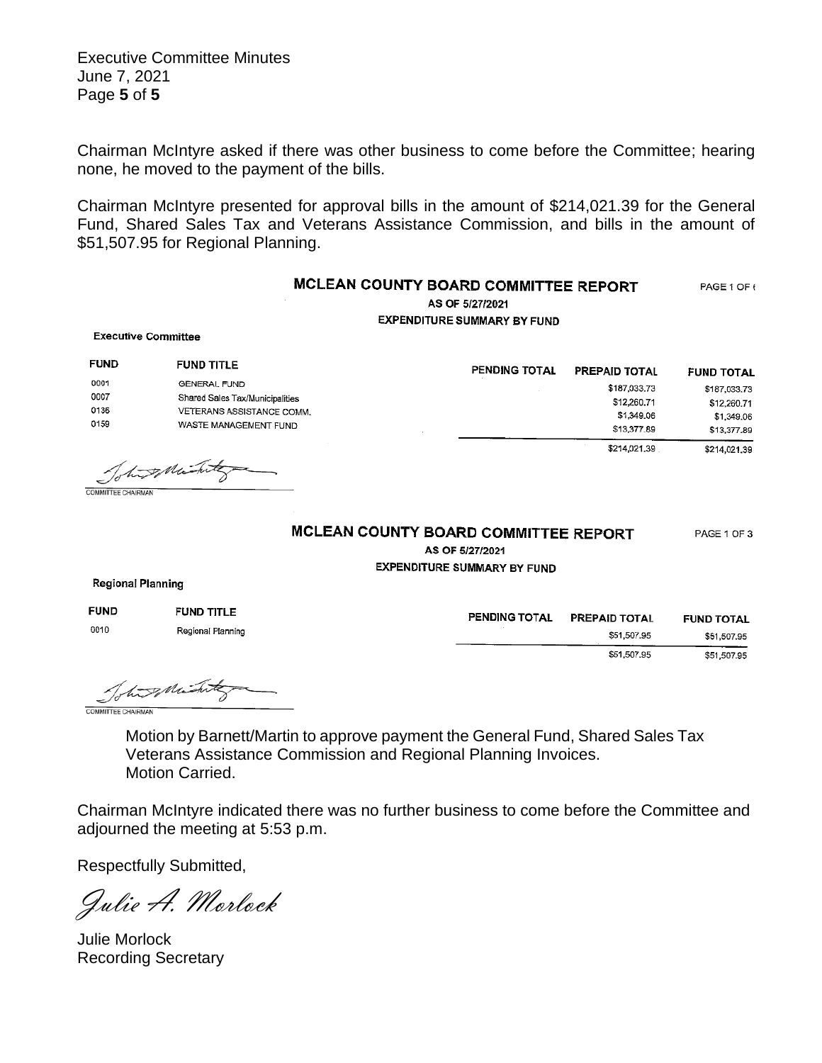Chairman McIntyre asked if there was other business to come before the Committee; hearing none, he moved to the payment of the bills.

Chairman McIntyre presented for approval bills in the amount of $214,021.39 for the General Fund, Shared Sales Tax and Veterans Assistance Commission, and bills in the amount of $51,507.95 for Regional Planning.

**MCLEAN COUNTY BOARD COMMITTEE REPORT** PAGE 1 OF 6

AS OF 5/27/2021

EXPENDITURE SUMMARY BY FUND

**Executive Committee**

| FUND | FUND TITLE | PENDING TOTAL | PREPAID TOTAL | FUND TOTAL |
|---|---|---|---|---|
| 0001 | GENERAL FUND | | $187,033.73 | $187,033.73 |
| 0007 | Shared Sales Tax/Municipalities | | $12,260.71 | $12,260.71 |
| 0136 | VETERANS ASSISTANCE COMM. | | $1,349.06 | $1,349.06 |
| 0159 | WASTE MANAGEMENT FUND | | $13,377.89 | $13,377.89 |
| | | | $214,021.39 | $214,021.39 |

COMMITTEE CHAIRMAN

**MCLEAN COUNTY BOARD COMMITTEE REPORT** PAGE 1 OF 3

AS OF 5/27/2021

EXPENDITURE SUMMARY BY FUND

**Regional Planning**

| FUND | FUND TITLE | PENDING TOTAL | PREPAID TOTAL | FUND TOTAL |
|---|---|---|---|---|
| 0010 | Regional Planning | | $51,507.95 | $51,507.95 |
| | | | $51,507.95 | $51,507.95 |

COMMITTEE CHAIRMAN

Motion by Barnett/Martin to approve payment the General Fund, Shared Sales Tax Veterans Assistance Commission and Regional Planning Invoices.
Motion Carried.

Chairman McIntyre indicated there was no further business to come before the Committee and adjourned the meeting at 5:53 p.m.

Respectfully Submitted,

*Julie A. Morlock*

Julie Morlock
Recording Secretary